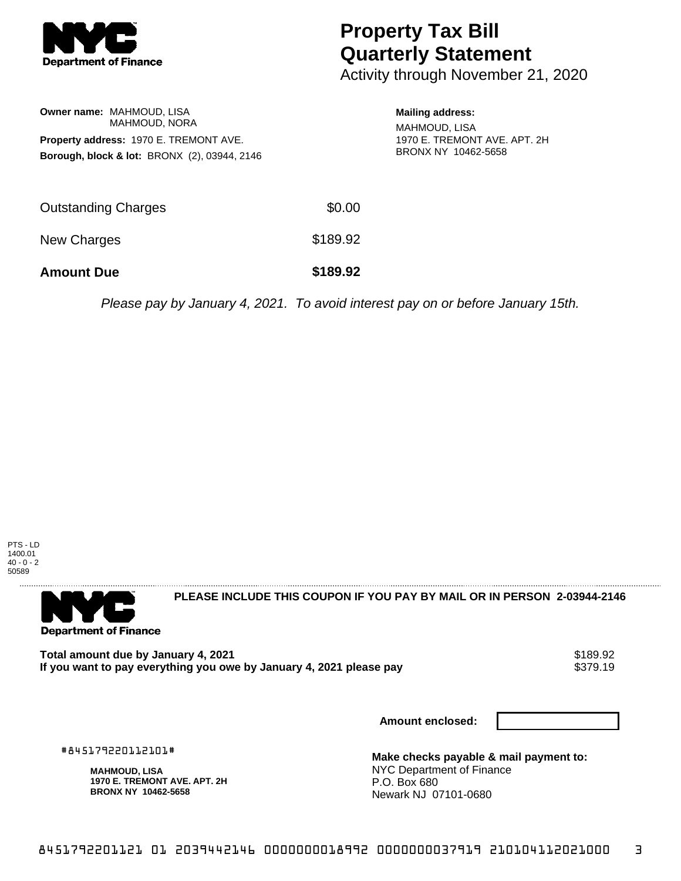# Property Tax Bill Quarterly Statement

Activity through November 21, 2020

**Owner name:** MAHMOUD, LISA
MAHMOUD, NORA

**Property address:** 1970 E. TREMONT AVE.

**Borough, block & lot:** BRONX (2), 03944, 2146

**Mailing address:**
MAHMOUD, LISA
1970 E. TREMONT AVE. APT. 2H
BRONX NY 10462-5658

| | |
|---|---|
| Outstanding Charges | $0.00 |
| New Charges | $189.92 |
| **Amount Due** | **$189.92** |

*Please pay by January 4, 2021. To avoid interest pay on or before January 15th.*

PTS - LD
1400.01
40 - 0 - 2
50589

---

**PLEASE INCLUDE THIS COUPON IF YOU PAY BY MAIL OR IN PERSON 2-03944-2146**

| | |
|---|---|
| **Total amount due by January 4, 2021** | $189.92 |
| **If you want to pay everything you owe by January 4, 2021 please pay** | $379.19 |

**Amount enclosed:**

#845179220112101#

**MAHMOUD, LISA**
**1970 E. TREMONT AVE. APT. 2H**
**BRONX NY 10462-5658**

**Make checks payable & mail payment to:**
NYC Department of Finance
P.O. Box 680
Newark NJ 07101-0680

8451792201121 01 2039442146 0000000018992 0000000037919 210104112021000 3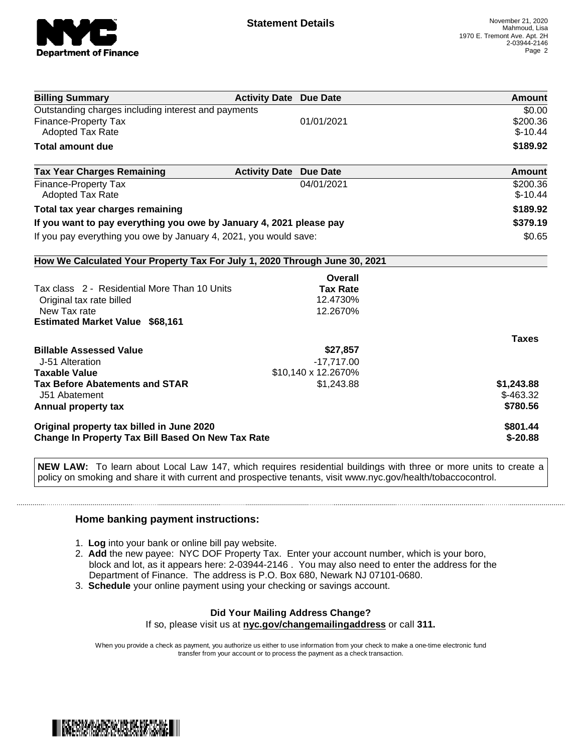**Statement Details**

November 21, 2020
Mahmoud, Lisa
1970 E. Tremont Ave. Apt. 2H
2-03944-2146

| Billing Summary | Activity Date | Due Date | Amount |
|---|---|---|---|
| Outstanding charges including interest and payments | | | $0.00 |
| Finance-Property Tax | | 01/01/2021 | $200.36 |
| Adopted Tax Rate | | | $-10.44 |
| **Total amount due** | | | **$189.92** |

| Tax Year Charges Remaining | Activity Date | Due Date | Amount |
|---|---|---|---|
| Finance-Property Tax | | 04/01/2021 | $200.36 |
| Adopted Tax Rate | | | $-10.44 |
| **Total tax year charges remaining** | | | **$189.92** |
| **If you want to pay everything you owe by January 4, 2021 please pay** | | | **$379.19** |
| If you pay everything you owe by January 4, 2021, you would save: | | | $0.65 |

**How We Calculated Your Property Tax For July 1, 2020 Through June 30, 2021**

| Tax class 2 - Residential More Than 10 Units | Overall Tax Rate | |
|---|---|---|
| Original tax rate billed | 12.4730% | |
| New Tax rate | 12.2670% | |
| **Estimated Market Value $68,161** | | |
| | | **Taxes** |
| **Billable Assessed Value** | **$27,857** | |
| J-51 Alteration | -17,717.00 | |
| **Taxable Value** | $10,140 x 12.2670% | |
| **Tax Before Abatements and STAR** | $1,243.88 | **$1,243.88** |
| J51 Abatement | | $-463.32 |
| **Annual property tax** | | **$780.56** |
| **Original property tax billed in June 2020** | | **$801.44** |
| **Change In Property Tax Bill Based On New Tax Rate** | | **$-20.88** |

**NEW LAW:** To learn about Local Law 147, which requires residential buildings with three or more units to create a policy on smoking and share it with current and prospective tenants, visit www.nyc.gov/health/tobaccocontrol.

## Home banking payment instructions:

1. **Log** into your bank or online bill pay website.
2. **Add** the new payee: NYC DOF Property Tax. Enter your account number, which is your boro, block and lot, as it appears here: 2-03944-2146 . You may also need to enter the address for the Department of Finance. The address is P.O. Box 680, Newark NJ 07101-0680.
3. **Schedule** your online payment using your checking or savings account.

**Did Your Mailing Address Change?**

If so, please visit us at **nyc.gov/changemailingaddress** or call **311.**

When you provide a check as payment, you authorize us either to use information from your check to make a one-time electronic fund transfer from your account or to process the payment as a check transaction.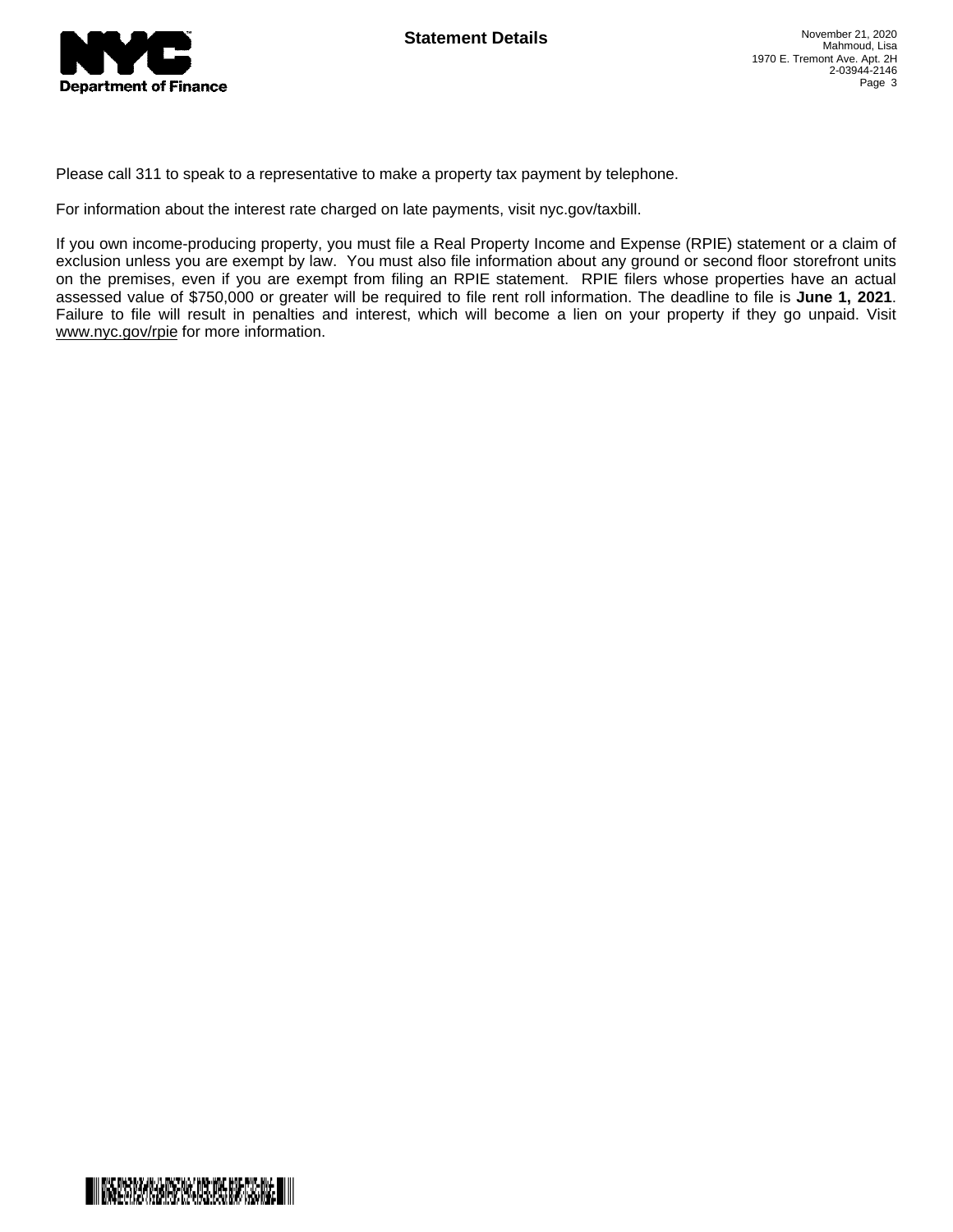Please call 311 to speak to a representative to make a property tax payment by telephone.

For information about the interest rate charged on late payments, visit nyc.gov/taxbill.

If you own income-producing property, you must file a Real Property Income and Expense (RPIE) statement or a claim of exclusion unless you are exempt by law. You must also file information about any ground or second floor storefront units on the premises, even if you are exempt from filing an RPIE statement. RPIE filers whose properties have an actual assessed value of $750,000 or greater will be required to file rent roll information. The deadline to file is **June 1, 2021**. Failure to file will result in penalties and interest, which will become a lien on your property if they go unpaid. Visit www.nyc.gov/rpie for more information.